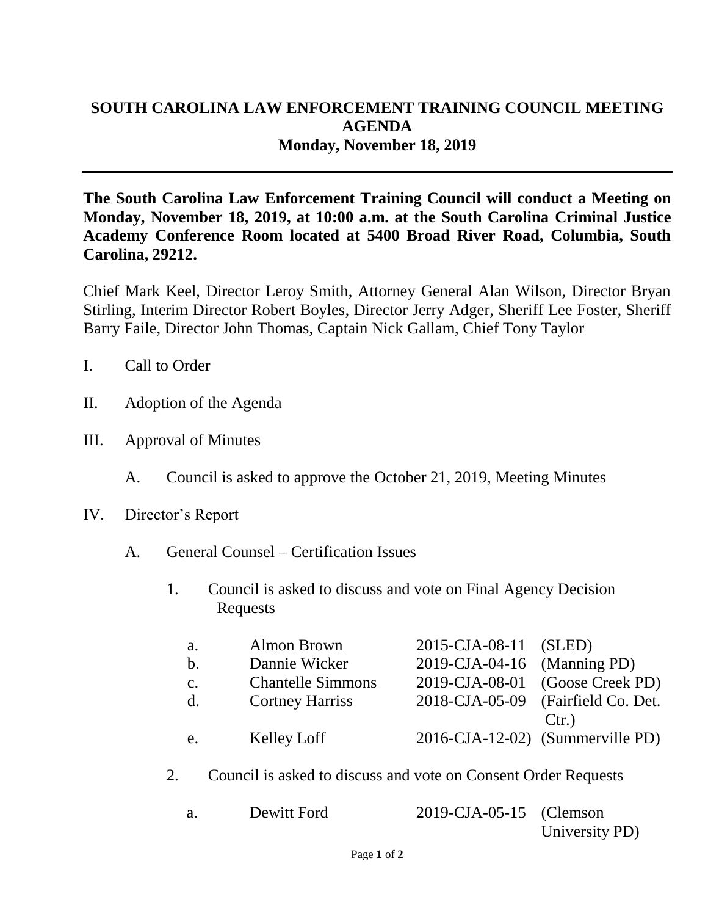# SOUTH CAROLINA LAW ENFORCEMENT TRAINING COUNCIL MEETING AGENDA
## Monday, November 18, 2019

---

**The South Carolina Law Enforcement Training Council will conduct a Meeting on Monday, November 18, 2019, at 10:00 a.m. at the South Carolina Criminal Justice Academy Conference Room located at 5400 Broad River Road, Columbia, South Carolina, 29212.**

Chief Mark Keel, Director Leroy Smith, Attorney General Alan Wilson, Director Bryan Stirling, Interim Director Robert Boyles, Director Jerry Adger, Sheriff Lee Foster, Sheriff Barry Faile, Director John Thomas, Captain Nick Gallam, Chief Tony Taylor

I. Call to Order

II. Adoption of the Agenda

III. Approval of Minutes

   A. Council is asked to approve the October 21, 2019, Meeting Minutes

IV. Director's Report

   A. General Counsel – Certification Issues

      1. Council is asked to discuss and vote on Final Agency Decision Requests

| | | | |
|---|---|---|---|
| a. | Almon Brown | 2015-CJA-08-11 | (SLED) |
| b. | Dannie Wicker | 2019-CJA-04-16 | (Manning PD) |
| c. | Chantelle Simmons | 2019-CJA-08-01 | (Goose Creek PD) |
| d. | Cortney Harriss | 2018-CJA-05-09 | (Fairfield Co. Det. Ctr.) |
| e. | Kelley Loff | 2016-CJA-12-02) | (Summerville PD) |

      2. Council is asked to discuss and vote on Consent Order Requests

| | | | |
|---|---|---|---|
| a. | Dewitt Ford | 2019-CJA-05-15 | (Clemson University PD) |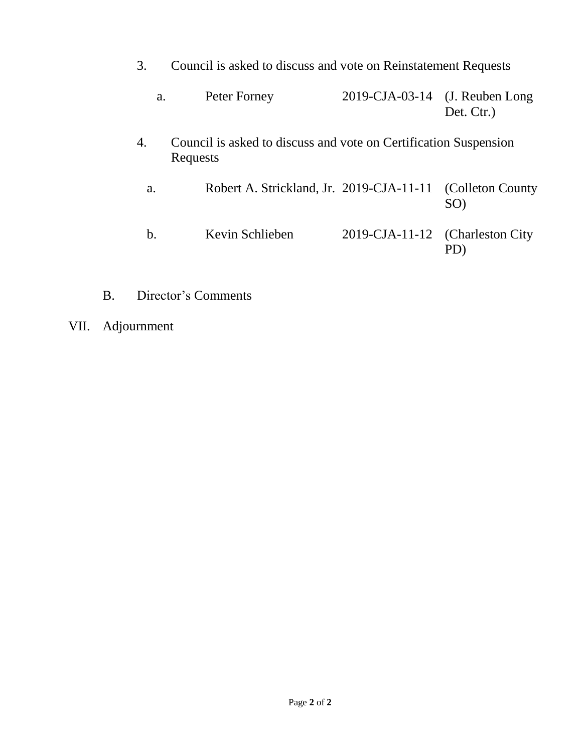3. Council is asked to discuss and vote on Reinstatement Requests

| | | | |
|---|---|---|---|
| a. | Peter Forney | 2019-CJA-03-14 | (J. Reuben Long Det. Ctr.) |

4. Council is asked to discuss and vote on Certification Suspension Requests

| | | | |
|---|---|---|---|
| a. | Robert A. Strickland, Jr. | 2019-CJA-11-11 | (Colleton County SO) |
| b. | Kevin Schlieben | 2019-CJA-11-12 | (Charleston City PD) |

B. Director's Comments

VII. Adjournment